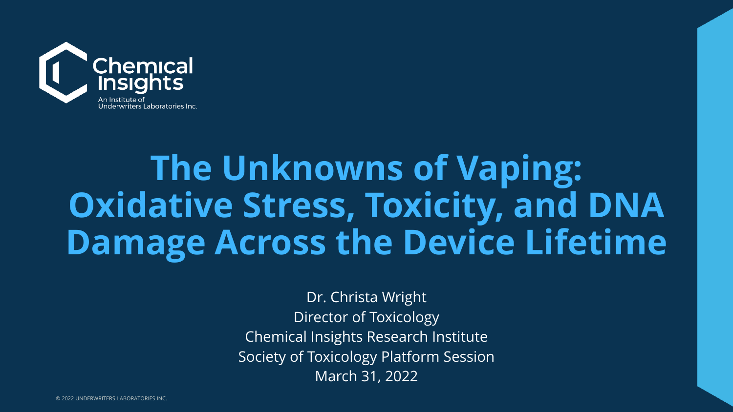Chemical Insights

An Institute of Underwriters Laboratories Inc.

# The Unknowns of Vaping: Oxidative Stress, Toxicity, and DNA Damage Across the Device Lifetime

Dr. Christa Wright

Director of Toxicology

Chemical Insights Research Institute

Society of Toxicology Platform Session

March 31, 2022

© 2022 UNDERWRITERS LABORATORIES INC.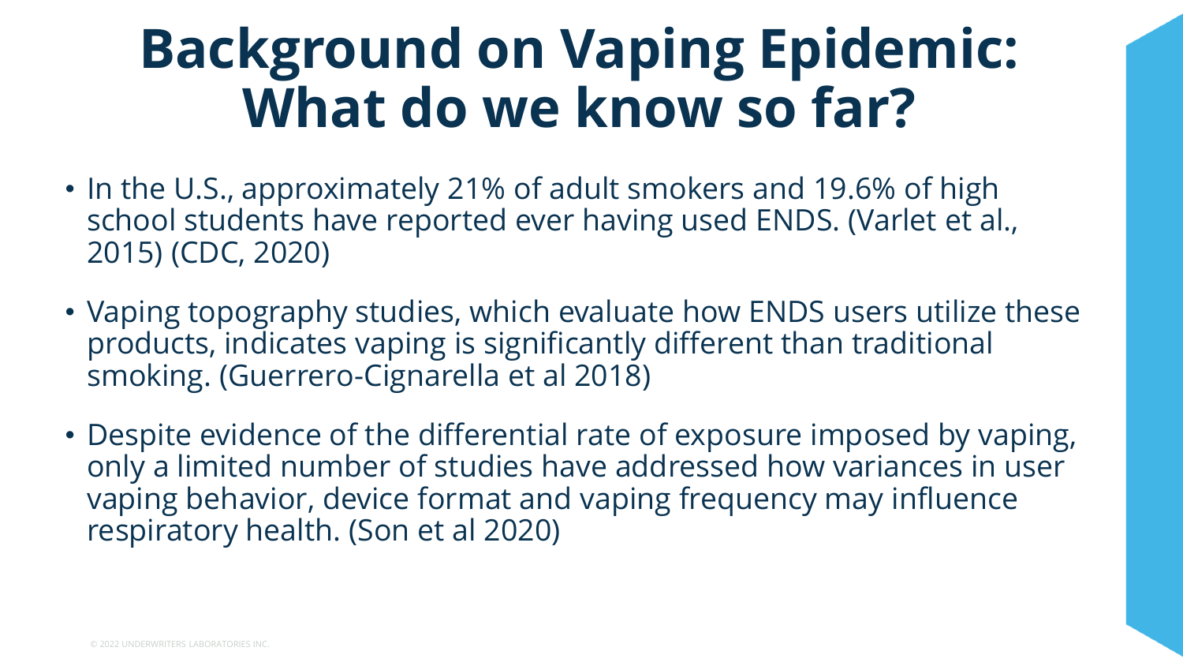# Background on Vaping Epidemic: What do we know so far?

- In the U.S., approximately 21% of adult smokers and 19.6% of high school students have reported ever having used ENDS. (Varlet et al., 2015) (CDC, 2020)
- Vaping topography studies, which evaluate how ENDS users utilize these products, indicates vaping is significantly different than traditional smoking. (Guerrero-Cignarella et al 2018)
- Despite evidence of the differential rate of exposure imposed by vaping, only a limited number of studies have addressed how variances in user vaping behavior, device format and vaping frequency may influence respiratory health. (Son et al 2020)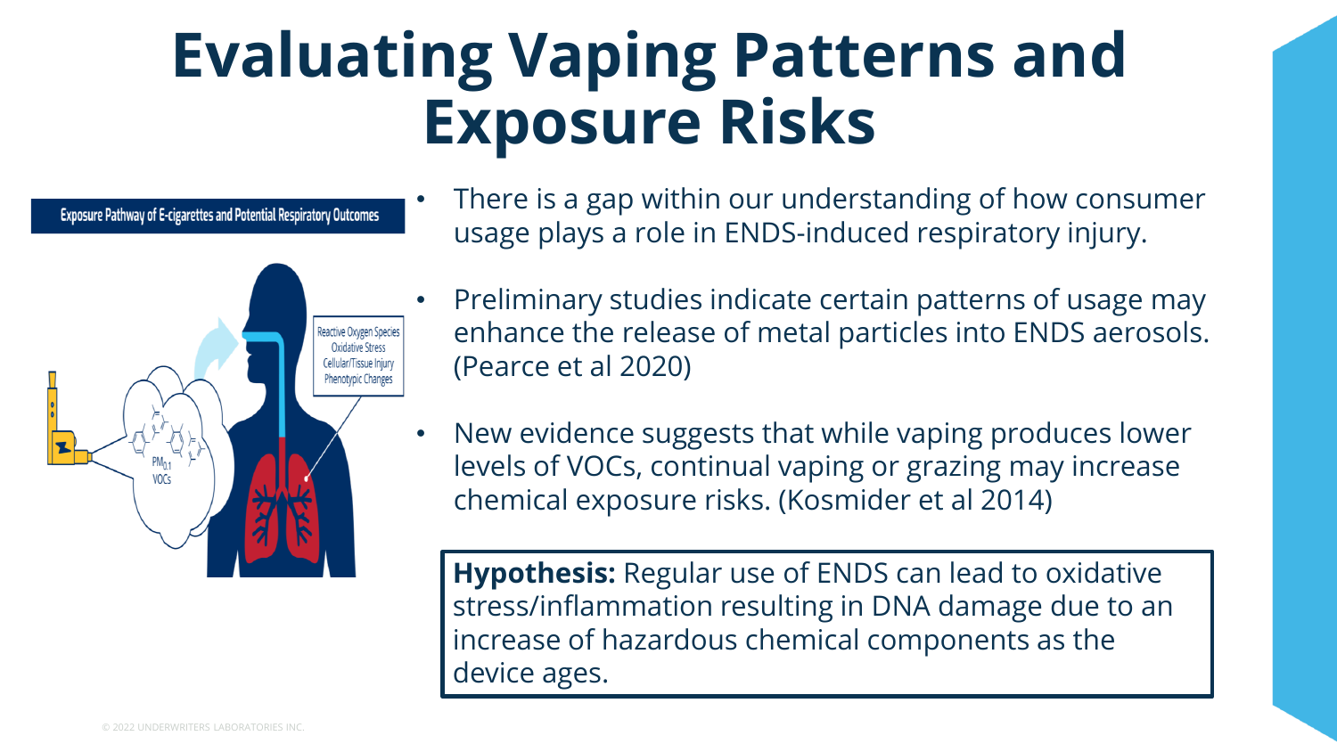# Evaluating Vaping Patterns and Exposure Risks

**Exposure Pathway of E-cigarettes and Potential Respiratory Outcomes**

- There is a gap within our understanding of how consumer usage plays a role in ENDS-induced respiratory injury.
- Preliminary studies indicate certain patterns of usage may enhance the release of metal particles into ENDS aerosols. (Pearce et al 2020)
- New evidence suggests that while vaping produces lower levels of VOCs, continual vaping or grazing may increase chemical exposure risks. (Kosmider et al 2014)

**Hypothesis:** Regular use of ENDS can lead to oxidative stress/inflammation resulting in DNA damage due to an increase of hazardous chemical components as the device ages.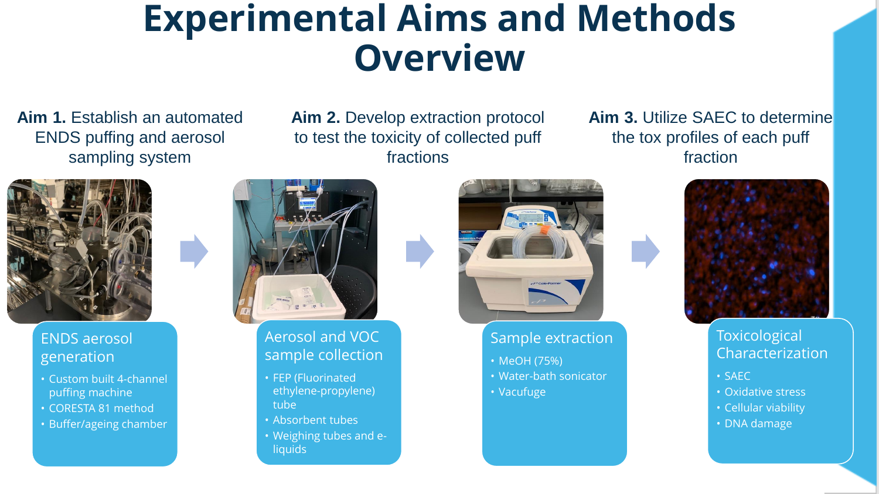# Experimental Aims and Methods Overview

**Aim 1.** Establish an automated ENDS puffing and aerosol sampling system

**Aim 2.** Develop extraction protocol to test the toxicity of collected puff fractions

**Aim 3.** Utilize SAEC to determine the tox profiles of each puff fraction

### ENDS aerosol generation

- Custom built 4-channel puffing machine
- CORESTA 81 method
- Buffer/ageing chamber

### Aerosol and VOC sample collection

- FEP (Fluorinated ethylene-propylene) tube
- Absorbent tubes
- Weighing tubes and e-liquids

### Sample extraction

- MeOH (75%)
- Water-bath sonicator
- Vacufuge

### Toxicological Characterization

- SAEC
- Oxidative stress
- Cellular viability
- DNA damage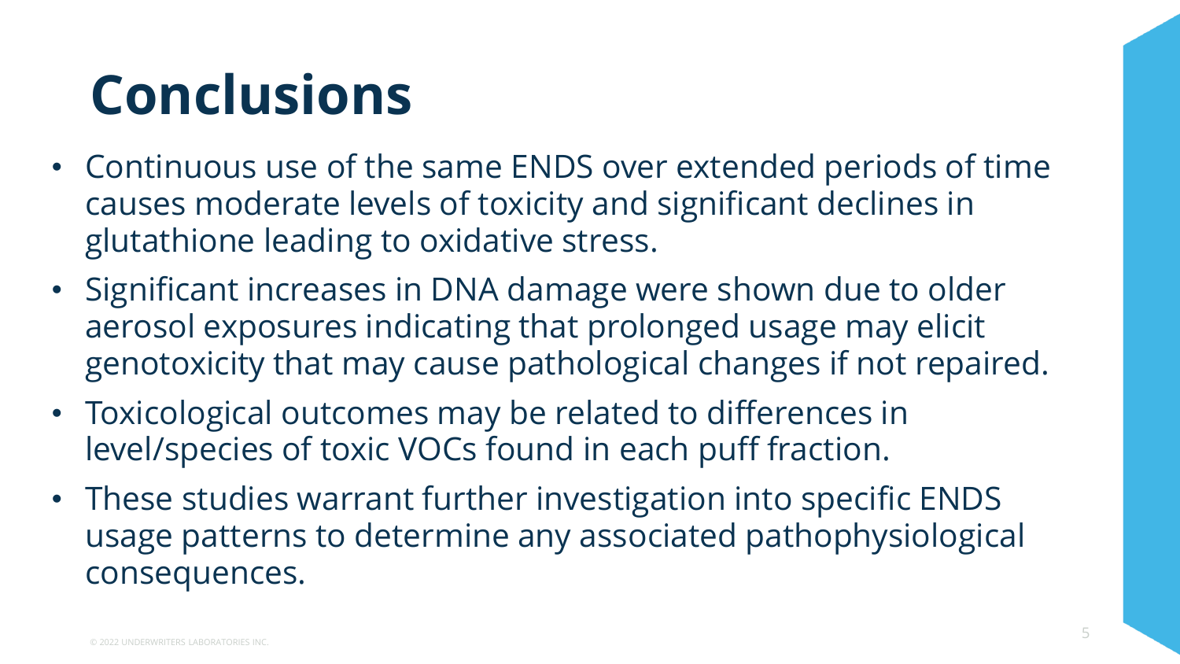# Conclusions

- Continuous use of the same ENDS over extended periods of time causes moderate levels of toxicity and significant declines in glutathione leading to oxidative stress.
- Significant increases in DNA damage were shown due to older aerosol exposures indicating that prolonged usage may elicit genotoxicity that may cause pathological changes if not repaired.
- Toxicological outcomes may be related to differences in level/species of toxic VOCs found in each puff fraction.
- These studies warrant further investigation into specific ENDS usage patterns to determine any associated pathophysiological consequences.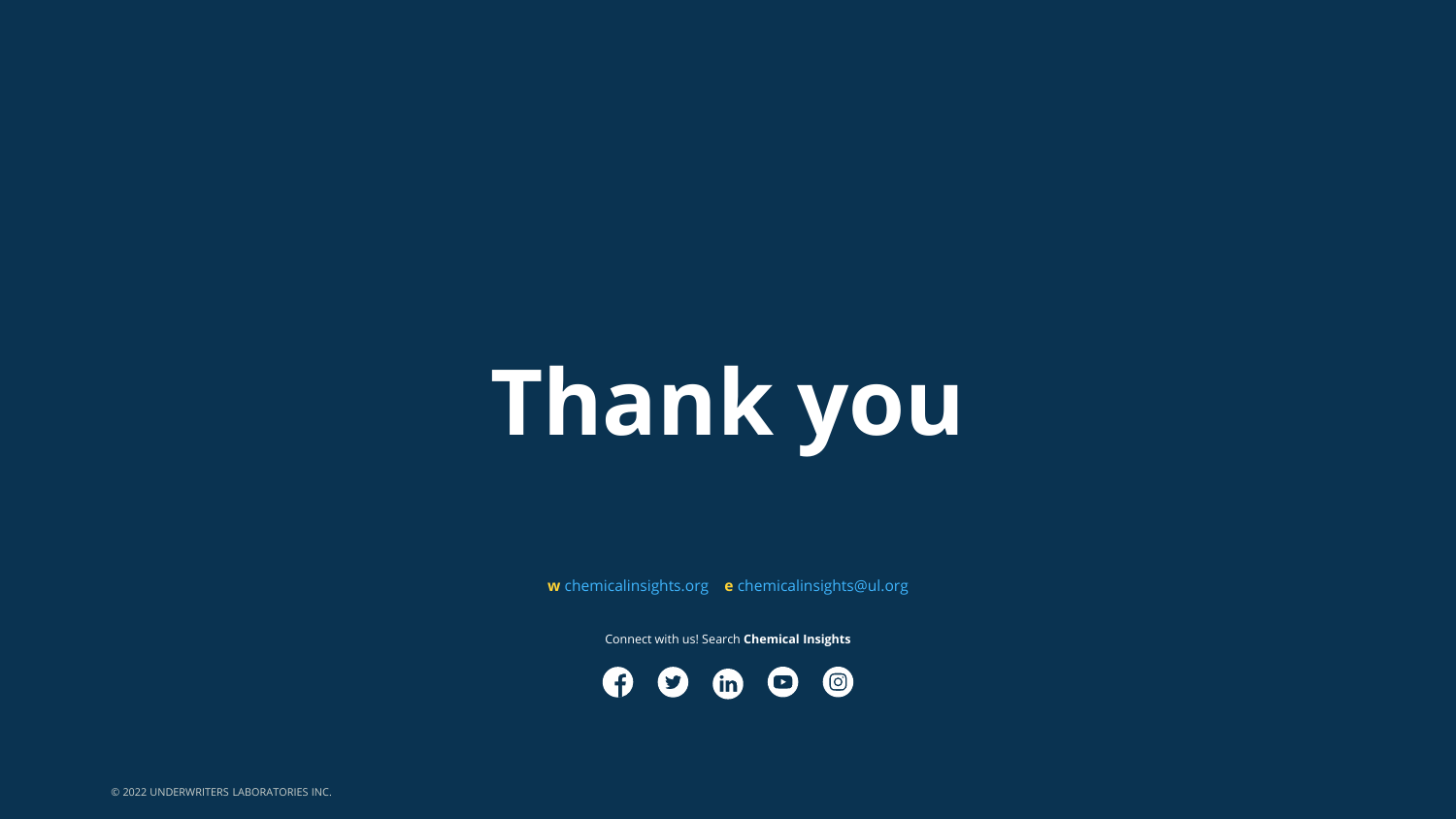# Thank you

**w** chemicalinsights.org **e** chemicalinsights@ul.org

Connect with us! Search **Chemical Insights**

© 2022 UNDERWRITERS LABORATORIES INC.